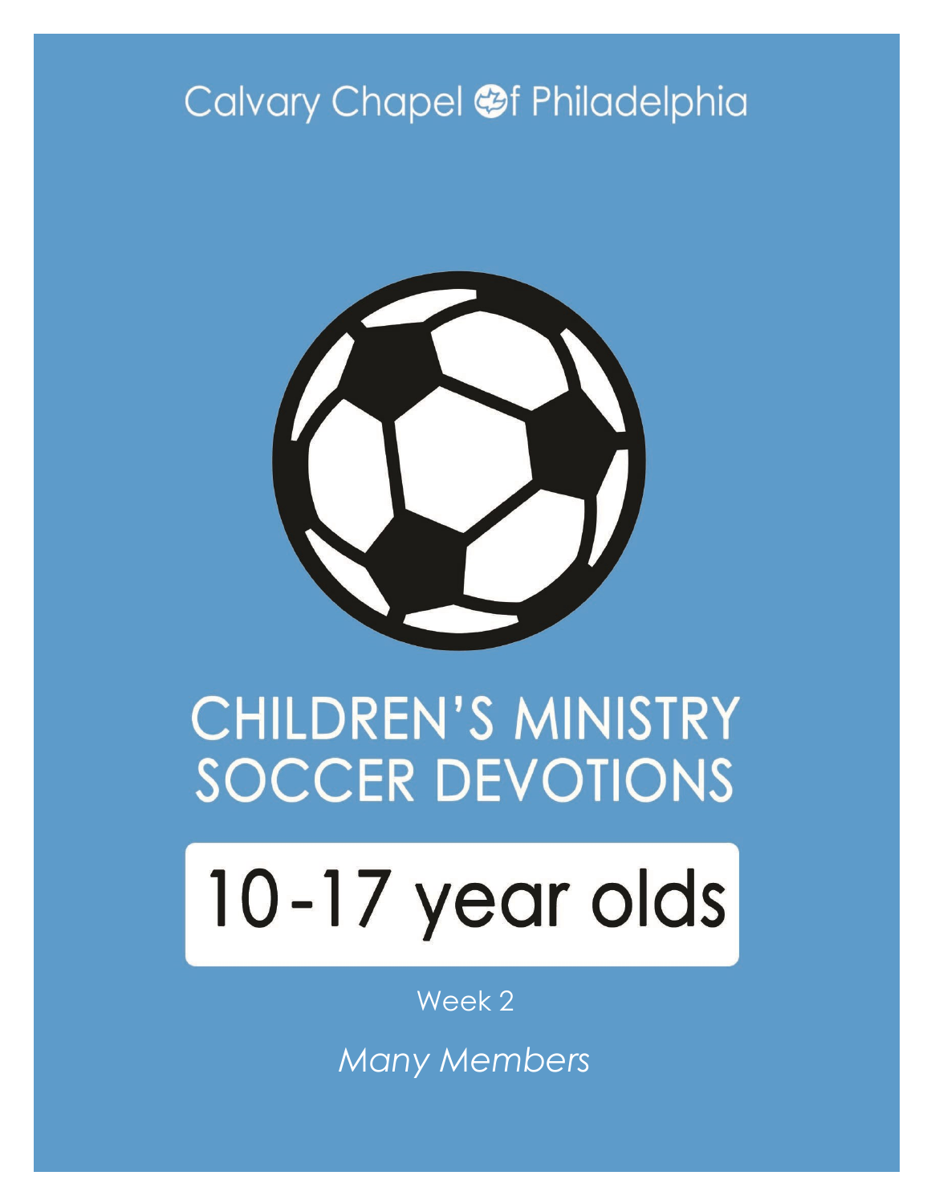Calvary Chapel of Philadelphia

# CHILDREN'S MINISTRY SOCCER DEVOTIONS

## 10-17 year olds

Week 2

*Many Members*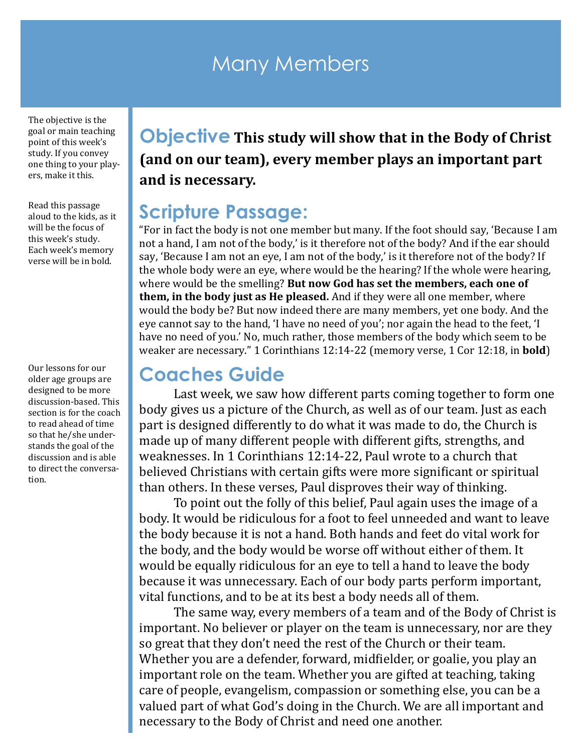# Many Members

The objective is the goal or main teaching point of this week's study. If you convey one thing to your players, make it this.

## Objective

**This study will show that in the Body of Christ (and on our team), every member plays an important part and is necessary.**

Read this passage aloud to the kids, as it will be the focus of this week's study. Each week's memory verse will be in bold.

## Scripture Passage:

"For in fact the body is not one member but many. If the foot should say, 'Because I am not a hand, I am not of the body,' is it therefore not of the body? And if the ear should say, 'Because I am not an eye, I am not of the body,' is it therefore not of the body? If the whole body were an eye, where would be the hearing? If the whole were hearing, where would be the smelling? **But now God has set the members, each one of them, in the body just as He pleased.** And if they were all one member, where would the body be? But now indeed there are many members, yet one body. And the eye cannot say to the hand, 'I have no need of you'; nor again the head to the feet, 'I have no need of you.' No, much rather, those members of the body which seem to be weaker are necessary." 1 Corinthians 12:14-22 (memory verse, 1 Cor 12:18, in **bold**)

Our lessons for our older age groups are designed to be more discussion-based. This section is for the coach to read ahead of time so that he/she understands the goal of the discussion and is able to direct the conversation.

## Coaches Guide

Last week, we saw how different parts coming together to form one body gives us a picture of the Church, as well as of our team. Just as each part is designed differently to do what it was made to do, the Church is made up of many different people with different gifts, strengths, and weaknesses. In 1 Corinthians 12:14-22, Paul wrote to a church that believed Christians with certain gifts were more significant or spiritual than others. In these verses, Paul disproves their way of thinking.

To point out the folly of this belief, Paul again uses the image of a body. It would be ridiculous for a foot to feel unneeded and want to leave the body because it is not a hand. Both hands and feet do vital work for the body, and the body would be worse off without either of them. It would be equally ridiculous for an eye to tell a hand to leave the body because it was unnecessary. Each of our body parts perform important, vital functions, and to be at its best a body needs all of them.

The same way, every members of a team and of the Body of Christ is important. No believer or player on the team is unnecessary, nor are they so great that they don't need the rest of the Church or their team. Whether you are a defender, forward, midfielder, or goalie, you play an important role on the team. Whether you are gifted at teaching, taking care of people, evangelism, compassion or something else, you can be a valued part of what God's doing in the Church. We are all important and necessary to the Body of Christ and need one another.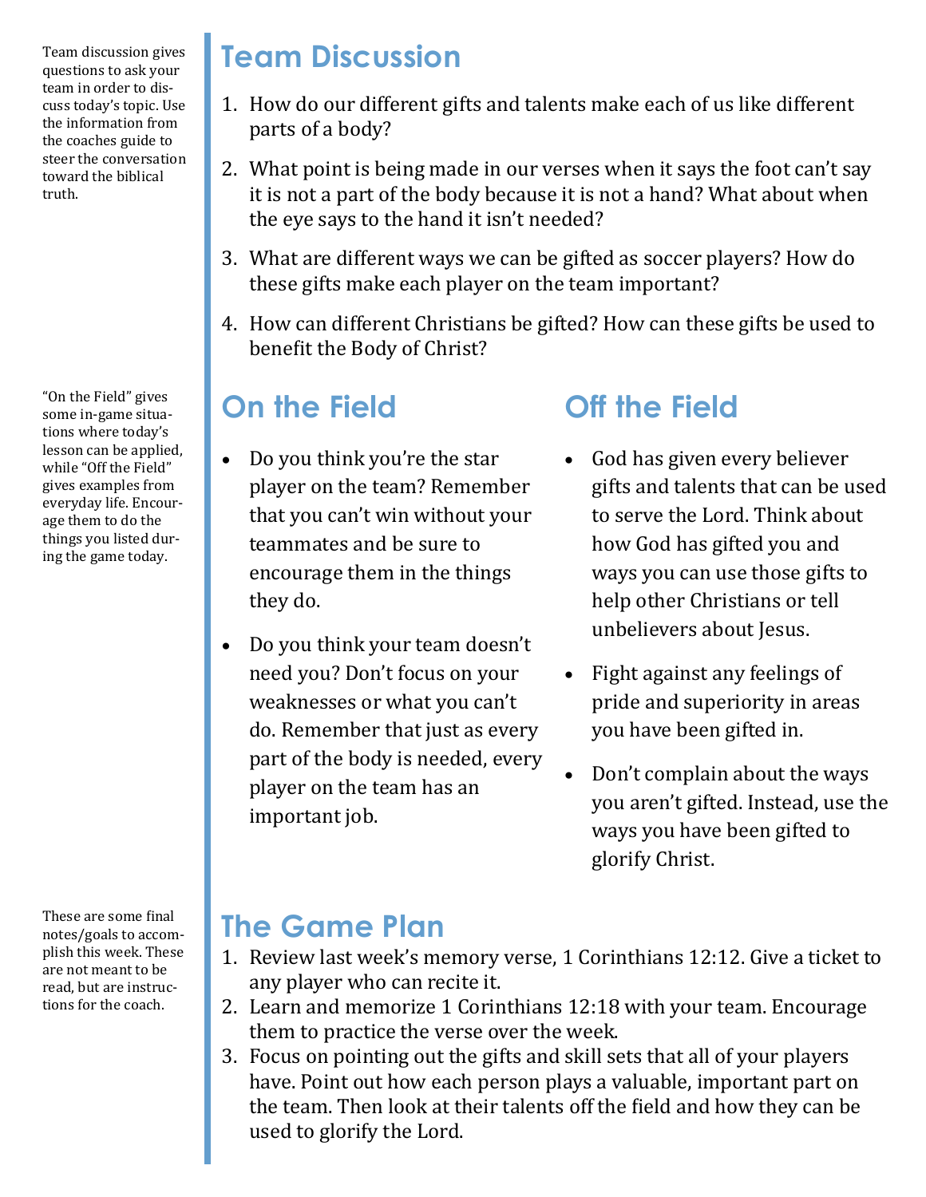Team discussion gives questions to ask your team in order to discuss today's topic. Use the information from the coaches guide to steer the conversation toward the biblical truth.

## Team Discussion

1. How do our different gifts and talents make each of us like different parts of a body?
2. What point is being made in our verses when it says the foot can't say it is not a part of the body because it is not a hand? What about when the eye says to the hand it isn't needed?
3. What are different ways we can be gifted as soccer players? How do these gifts make each player on the team important?
4. How can different Christians be gifted? How can these gifts be used to benefit the Body of Christ?

"On the Field" gives some in-game situations where today's lesson can be applied, while "Off the Field" gives examples from everyday life. Encourage them to do the things you listed during the game today.

## On the Field

- Do you think you're the star player on the team? Remember that you can't win without your teammates and be sure to encourage them in the things they do.
- Do you think your team doesn't need you? Don't focus on your weaknesses or what you can't do. Remember that just as every part of the body is needed, every player on the team has an important job.

## Off the Field

- God has given every believer gifts and talents that can be used to serve the Lord. Think about how God has gifted you and ways you can use those gifts to help other Christians or tell unbelievers about Jesus.
- Fight against any feelings of pride and superiority in areas you have been gifted in.
- Don't complain about the ways you aren't gifted. Instead, use the ways you have been gifted to glorify Christ.

These are some final notes/goals to accomplish this week. These are not meant to be read, but are instructions for the coach.

## The Game Plan

1. Review last week's memory verse, 1 Corinthians 12:12. Give a ticket to any player who can recite it.
2. Learn and memorize 1 Corinthians 12:18 with your team. Encourage them to practice the verse over the week.
3. Focus on pointing out the gifts and skill sets that all of your players have. Point out how each person plays a valuable, important part on the team. Then look at their talents off the field and how they can be used to glorify the Lord.